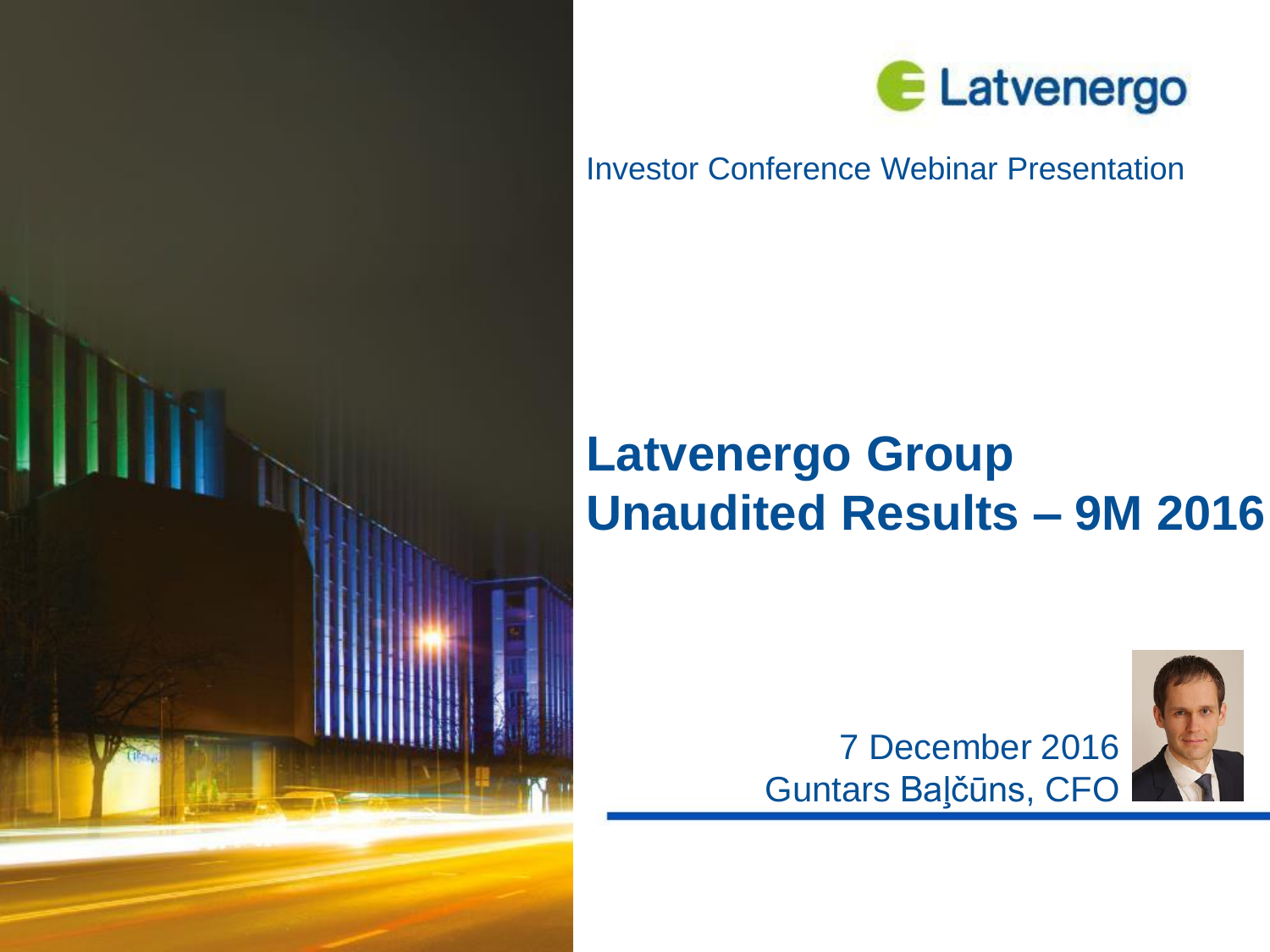Latvenergo

Investor Conference Webinar Presentation

# Latvenergo Group
# Unaudited Results – 9M 2016

7 December 2016

Guntars Baļčūns, CFO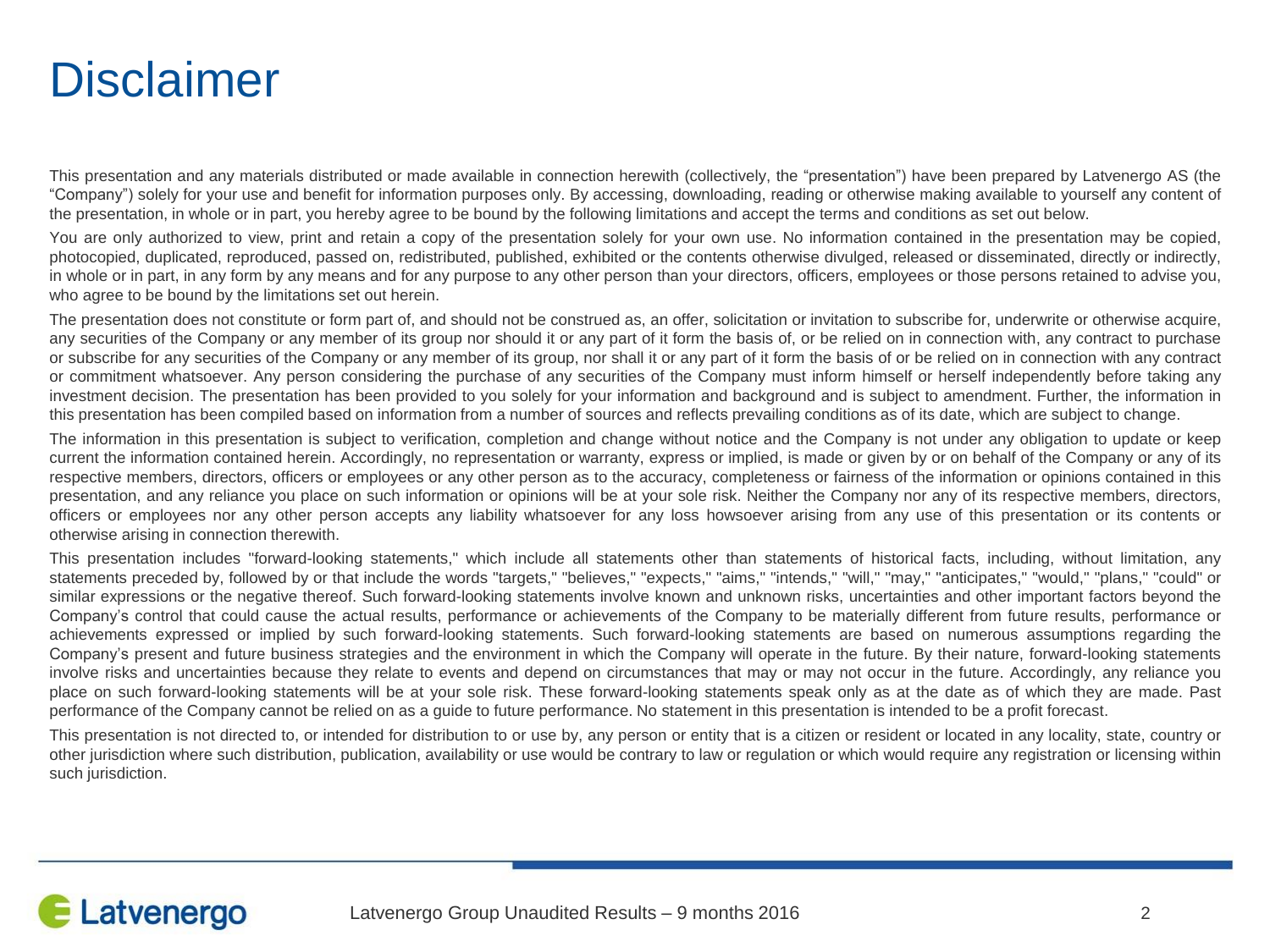# Disclaimer

This presentation and any materials distributed or made available in connection herewith (collectively, the "presentation") have been prepared by Latvenergo AS (the "Company") solely for your use and benefit for information purposes only. By accessing, downloading, reading or otherwise making available to yourself any content of the presentation, in whole or in part, you hereby agree to be bound by the following limitations and accept the terms and conditions as set out below.

You are only authorized to view, print and retain a copy of the presentation solely for your own use. No information contained in the presentation may be copied, photocopied, duplicated, reproduced, passed on, redistributed, published, exhibited or the contents otherwise divulged, released or disseminated, directly or indirectly, in whole or in part, in any form by any means and for any purpose to any other person than your directors, officers, employees or those persons retained to advise you, who agree to be bound by the limitations set out herein.

The presentation does not constitute or form part of, and should not be construed as, an offer, solicitation or invitation to subscribe for, underwrite or otherwise acquire, any securities of the Company or any member of its group nor should it or any part of it form the basis of, or be relied on in connection with, any contract to purchase or subscribe for any securities of the Company or any member of its group, nor shall it or any part of it form the basis of or be relied on in connection with any contract or commitment whatsoever. Any person considering the purchase of any securities of the Company must inform himself or herself independently before taking any investment decision. The presentation has been provided to you solely for your information and background and is subject to amendment. Further, the information in this presentation has been compiled based on information from a number of sources and reflects prevailing conditions as of its date, which are subject to change.

The information in this presentation is subject to verification, completion and change without notice and the Company is not under any obligation to update or keep current the information contained herein. Accordingly, no representation or warranty, express or implied, is made or given by or on behalf of the Company or any of its respective members, directors, officers or employees or any other person as to the accuracy, completeness or fairness of the information or opinions contained in this presentation, and any reliance you place on such information or opinions will be at your sole risk. Neither the Company nor any of its respective members, directors, officers or employees nor any other person accepts any liability whatsoever for any loss howsoever arising from any use of this presentation or its contents or otherwise arising in connection therewith.

This presentation includes "forward-looking statements," which include all statements other than statements of historical facts, including, without limitation, any statements preceded by, followed by or that include the words "targets," "believes," "expects," "aims," "intends," "will," "may," "anticipates," "would," "plans," "could" or similar expressions or the negative thereof. Such forward-looking statements involve known and unknown risks, uncertainties and other important factors beyond the Company's control that could cause the actual results, performance or achievements of the Company to be materially different from future results, performance or achievements expressed or implied by such forward-looking statements. Such forward-looking statements are based on numerous assumptions regarding the Company's present and future business strategies and the environment in which the Company will operate in the future. By their nature, forward-looking statements involve risks and uncertainties because they relate to events and depend on circumstances that may or may not occur in the future. Accordingly, any reliance you place on such forward-looking statements will be at your sole risk. These forward-looking statements speak only as at the date as of which they are made. Past performance of the Company cannot be relied on as a guide to future performance. No statement in this presentation is intended to be a profit forecast.

This presentation is not directed to, or intended for distribution to or use by, any person or entity that is a citizen or resident or located in any locality, state, country or other jurisdiction where such distribution, publication, availability or use would be contrary to law or regulation or which would require any registration or licensing within such jurisdiction.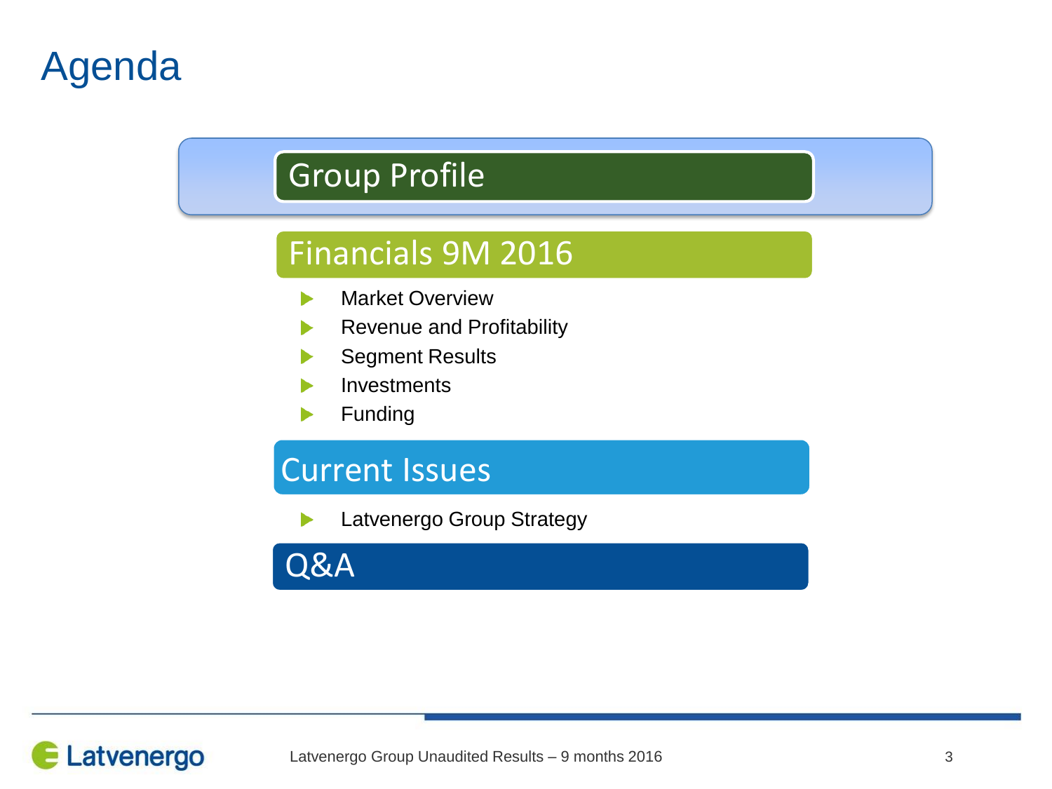# Agenda

## Group Profile

## Financials 9M 2016

- Market Overview
- Revenue and Profitability
- Segment Results
- Investments
- Funding

## Current Issues

- Latvenergo Group Strategy

## Q&A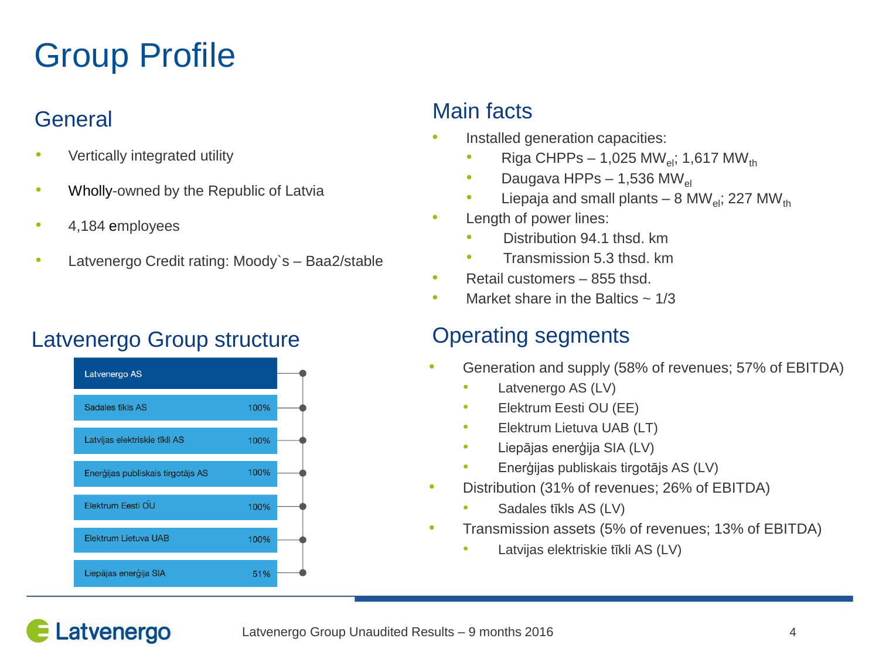# Group Profile

## General

- Vertically integrated utility
- Wholly-owned by the Republic of Latvia
- 4,184 employees
- Latvenergo Credit rating: Moody`s – Baa2/stable

## Latvenergo Group structure

| Latvenergo AS | |
|---|---|
| Sadales tīkls AS | 100% |
| Latvijas elektriskie tīkli AS | 100% |
| Enerģijas publiskais tirgotājs AS | 100% |
| Elektrum Eesti OÜ | 100% |
| Elektrum Lietuva UAB | 100% |
| Liepājas enerģija SIA | 51% |

## Main facts

- Installed generation capacities:
  - Riga CHPPs – 1,025 $MW_{el}$; 1,617 $MW_{th}$
  - Daugava HPPs – 1,536 $MW_{el}$
  - Liepaja and small plants – 8 $MW_{el}$; 227 $MW_{th}$
- Length of power lines:
  - Distribution 94.1 thsd. km
  - Transmission 5.3 thsd. km
- Retail customers – 855 thsd.
- Market share in the Baltics ~ 1/3

## Operating segments

- Generation and supply (58% of revenues; 57% of EBITDA)
  - Latvenergo AS (LV)
  - Elektrum Eesti OU (EE)
  - Elektrum Lietuva UAB (LT)
  - Liepājas enerģija SIA (LV)
  - Enerģijas publiskais tirgotājs AS (LV)
- Distribution (31% of revenues; 26% of EBITDA)
  - Sadales tīkls AS (LV)
- Transmission assets (5% of revenues; 13% of EBITDA)
  - Latvijas elektriskie tīkli AS (LV)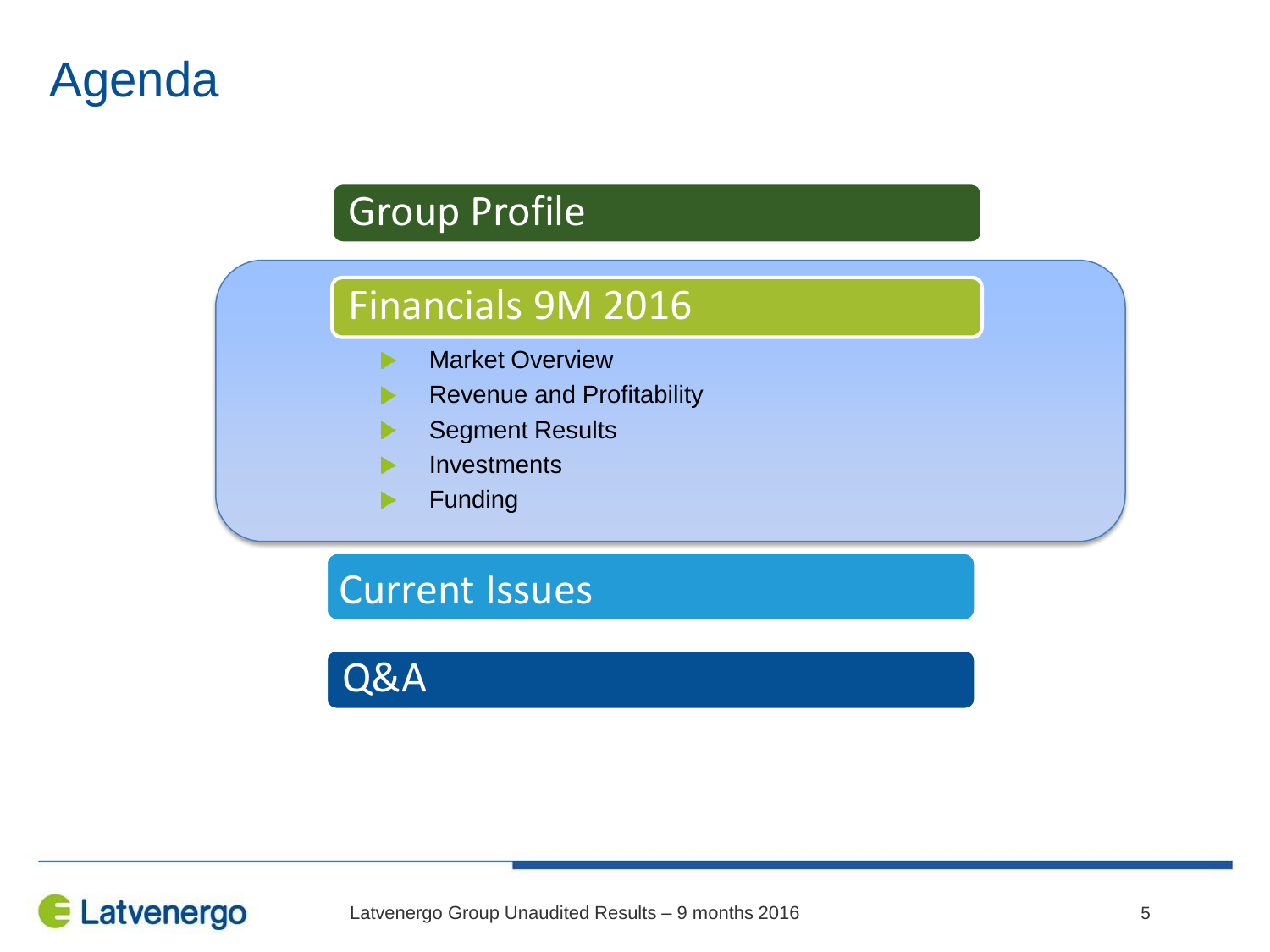# Agenda

## Group Profile

## Financials 9M 2016

- Market Overview
- Revenue and Profitability
- Segment Results
- Investments
- Funding

## Current Issues

## Q&A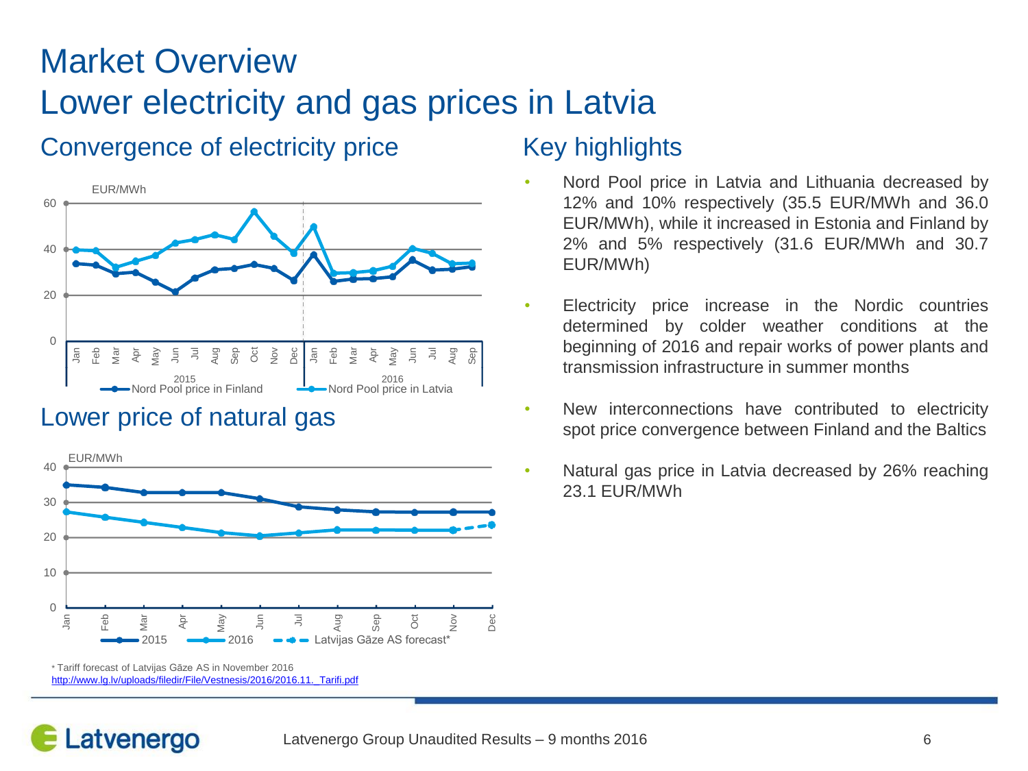# Market Overview

# Lower electricity and gas prices in Latvia

## Convergence of electricity price

EUR/MWh

Nord Pool price in Finland — Nord Pool price in Latvia (2015 Jan – 2016 Sep)

## Lower price of natural gas

EUR/MWh

2015 — 2016 — Latvijas Gāze AS forecast*

\* Tariff forecast of Latvijas Gāze AS in November 2016
http://www.lg.lv/uploads/filedir/File/Vestnesis/2016/2016.11._Tarifi.pdf

## Key highlights

- Nord Pool price in Latvia and Lithuania decreased by 12% and 10% respectively (35.5 EUR/MWh and 36.0 EUR/MWh), while it increased in Estonia and Finland by 2% and 5% respectively (31.6 EUR/MWh and 30.7 EUR/MWh)
- Electricity price increase in the Nordic countries determined by colder weather conditions at the beginning of 2016 and repair works of power plants and transmission infrastructure in summer months
- New interconnections have contributed to electricity spot price convergence between Finland and the Baltics
- Natural gas price in Latvia decreased by 26% reaching 23.1 EUR/MWh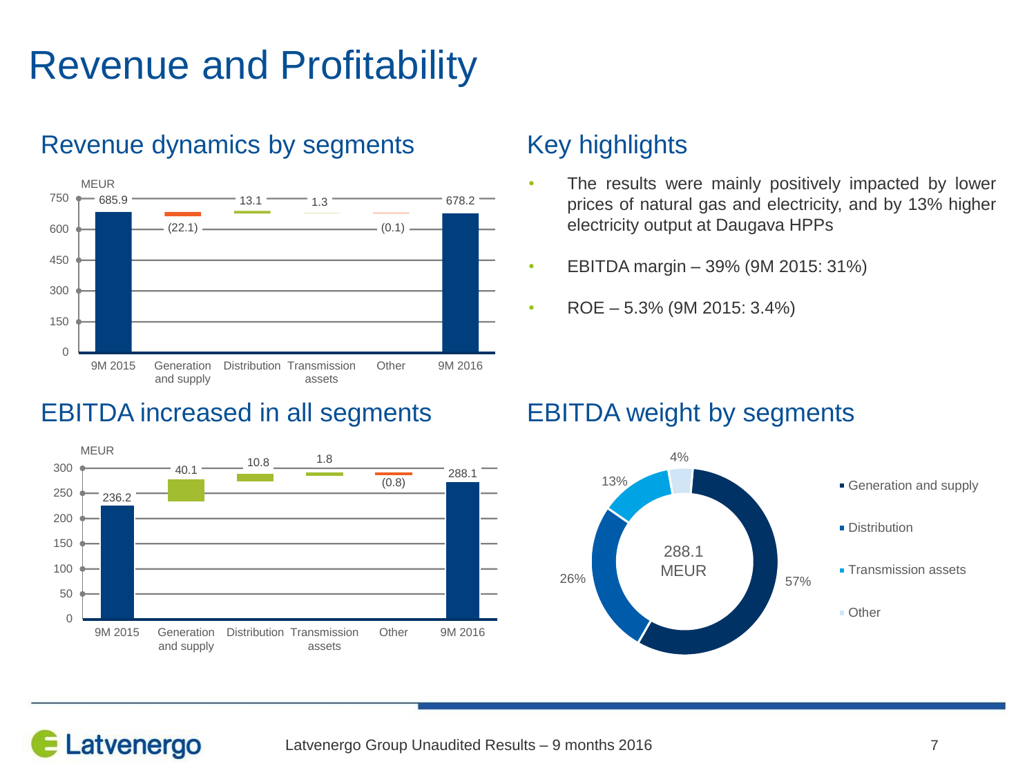# Revenue and Profitability

## Revenue dynamics by segments

MEUR

| | 9M 2015 | Generation and supply | Distribution | Transmission assets | Other | 9M 2016 |
|---|---|---|---|---|---|---|
| Revenue | 685.9 | (22.1) | 13.1 | 1.3 | (0.1) | 678.2 |

## Key highlights

- The results were mainly positively impacted by lower prices of natural gas and electricity, and by 13% higher electricity output at Daugava HPPs
- EBITDA margin – 39% (9M 2015: 31%)
- ROE – 5.3% (9M 2015: 3.4%)

## EBITDA increased in all segments

MEUR

| | 9M 2015 | Generation and supply | Distribution | Transmission assets | Other | 9M 2016 |
|---|---|---|---|---|---|---|
| EBITDA | 236.2 | 40.1 | 10.8 | 1.8 | (0.8) | 288.1 |

## EBITDA weight by segments

288.1 MEUR

| Segment | Share |
|---|---|
| Generation and supply | 57% |
| Distribution | 26% |
| Transmission assets | 13% |
| Other | 4% |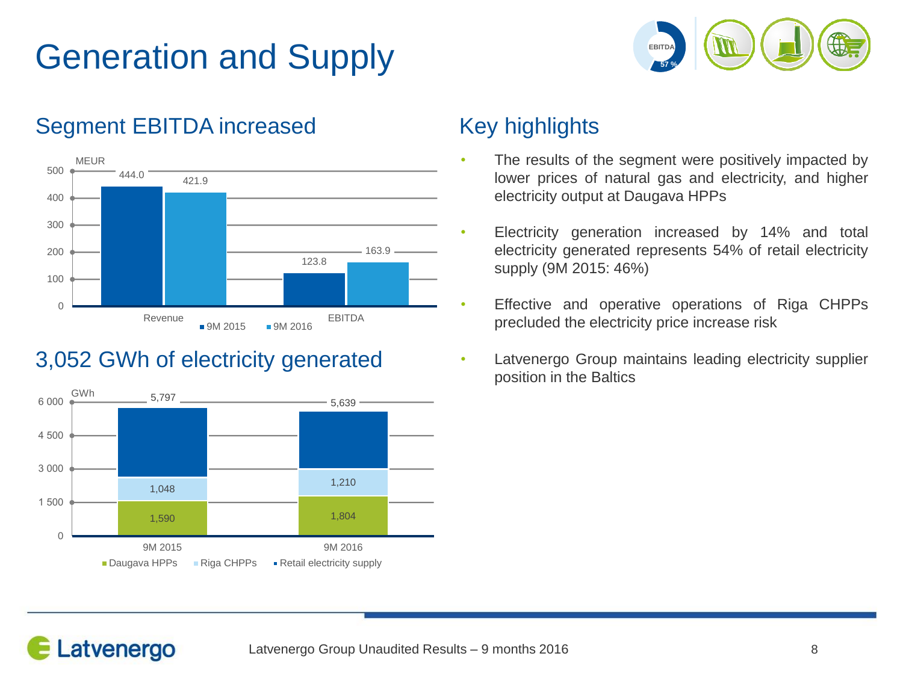# Generation and Supply

## Segment EBITDA increased

MEUR

| | 9M 2015 | 9M 2016 |
|---|---|---|
| Revenue | 444.0 | 421.9 |
| EBITDA | 123.8 | 163.9 |

## 3,052 GWh of electricity generated

GWh

| | 9M 2015 | 9M 2016 |
|---|---|---|
| Daugava HPPs | 1,590 | 1,804 |
| Riga CHPPs | 1,048 | 1,210 |
| Retail electricity supply | 5,797 | 5,639 |

## Key highlights

- The results of the segment were positively impacted by lower prices of natural gas and electricity, and higher electricity output at Daugava HPPs
- Electricity generation increased by 14% and total electricity generated represents 54% of retail electricity supply (9M 2015: 46%)
- Effective and operative operations of Riga CHPPs precluded the electricity price increase risk
- Latvenergo Group maintains leading electricity supplier position in the Baltics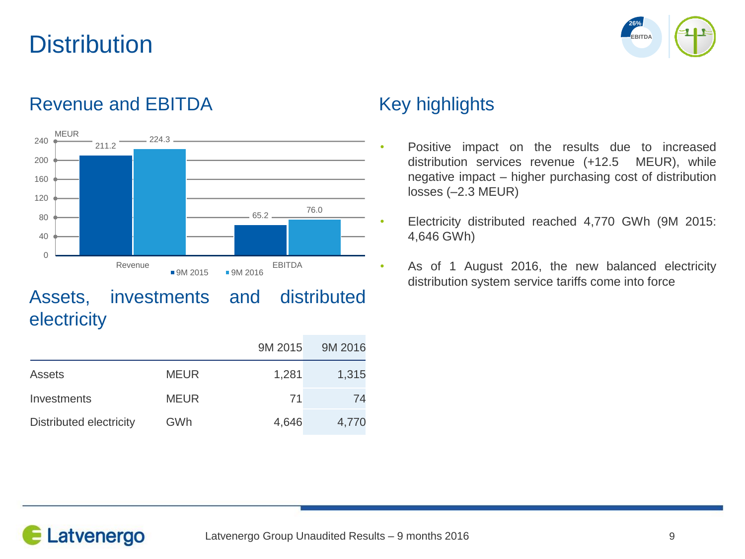# Distribution

26% EBITDA

## Revenue and EBITDA

MEUR

| | 9M 2015 | 9M 2016 |
|---|---|---|
| Revenue | 211.2 | 224.3 |
| EBITDA | 65.2 | 76.0 |

## Assets, investments and distributed electricity

| | | 9M 2015 | 9M 2016 |
|---|---|---|---|
| Assets | MEUR | 1,281 | 1,315 |
| Investments | MEUR | 71 | 74 |
| Distributed electricity | GWh | 4,646 | 4,770 |

## Key highlights

- Positive impact on the results due to increased distribution services revenue (+12.5 MEUR), while negative impact – higher purchasing cost of distribution losses (–2.3 MEUR)
- Electricity distributed reached 4,770 GWh (9M 2015: 4,646 GWh)
- As of 1 August 2016, the new balanced electricity distribution system service tariffs come into force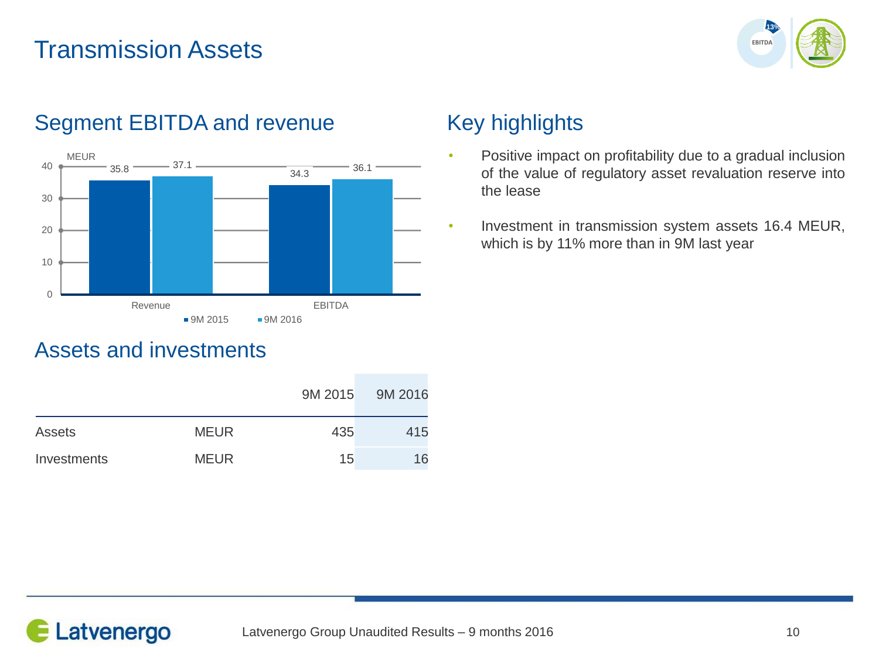# Transmission Assets

## Segment EBITDA and revenue

MEUR

|  | 9M 2015 | 9M 2016 |
|---|---|---|
| Revenue | 35.8 | 37.1 |
| EBITDA | 34.3 | 36.1 |

## Key highlights

- Positive impact on profitability due to a gradual inclusion of the value of regulatory asset revaluation reserve into the lease
- Investment in transmission system assets 16.4 MEUR, which is by 11% more than in 9M last year

## Assets and investments

|  |  | 9M 2015 | 9M 2016 |
|---|---|---|---|
| Assets | MEUR | 435 | 415 |
| Investments | MEUR | 15 | 16 |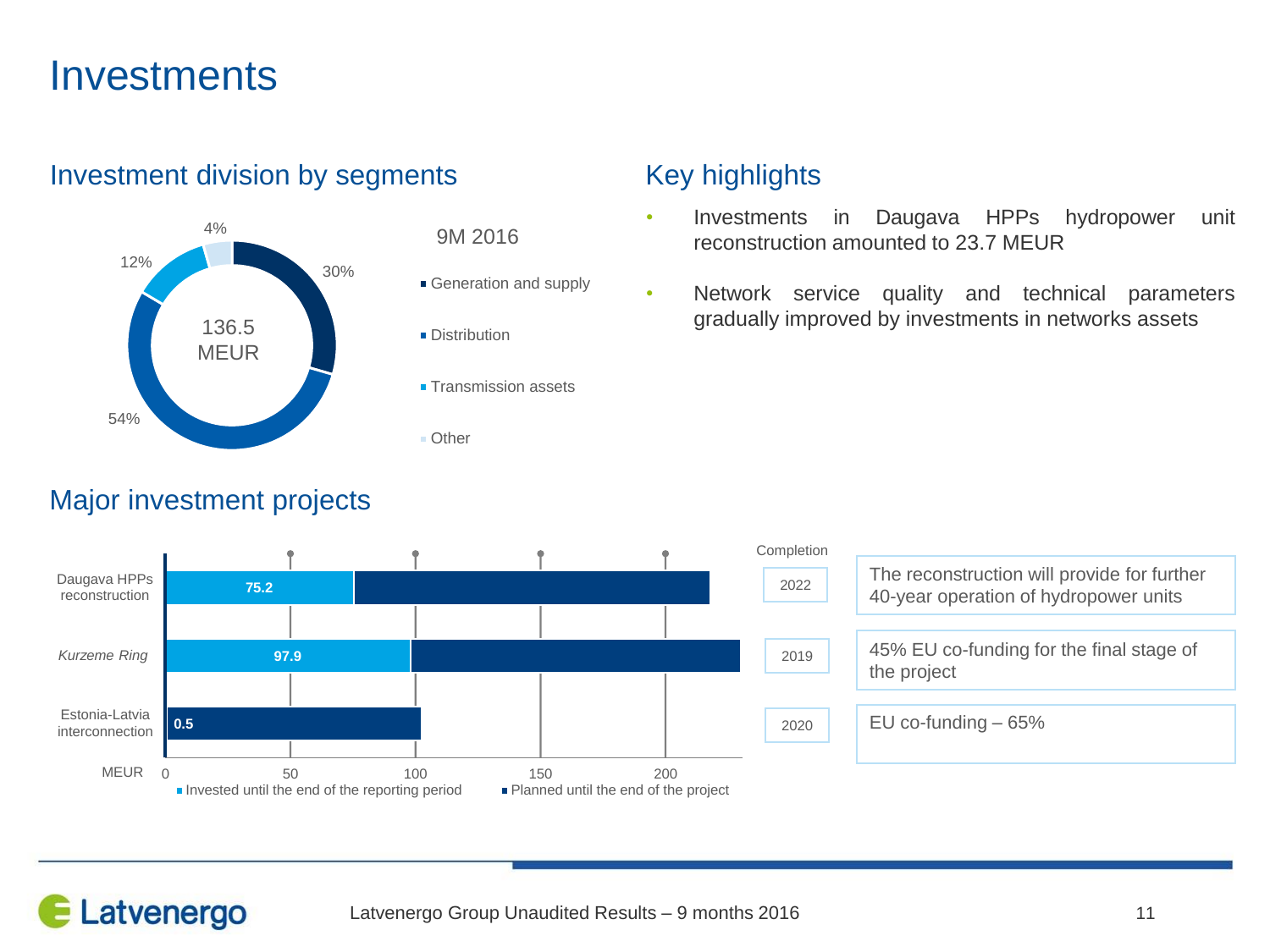# Investments

## Investment division by segments

9M 2016

Total: 136.5 MEUR

| Segment | Share |
|---|---|
| Generation and supply | 30% |
| Distribution | 54% |
| Transmission assets | 12% |
| Other | 4% |

## Key highlights

- Investments in Daugava HPPs hydropower unit reconstruction amounted to 23.7 MEUR
- Network service quality and technical parameters gradually improved by investments in networks assets

## Major investment projects

| Project | Invested until the end of the reporting period (MEUR) | Completion | Comment |
|---|---|---|---|
| Daugava HPPs reconstruction | 75.2 | 2022 | The reconstruction will provide for further 40-year operation of hydropower units |
| *Kurzeme Ring* | 97.9 | 2019 | 45% EU co-funding for the final stage of the project |
| Estonia-Latvia interconnection | 0.5 | 2020 | EU co-funding – 65% |

Legend: Invested until the end of the reporting period; Planned until the end of the project (MEUR)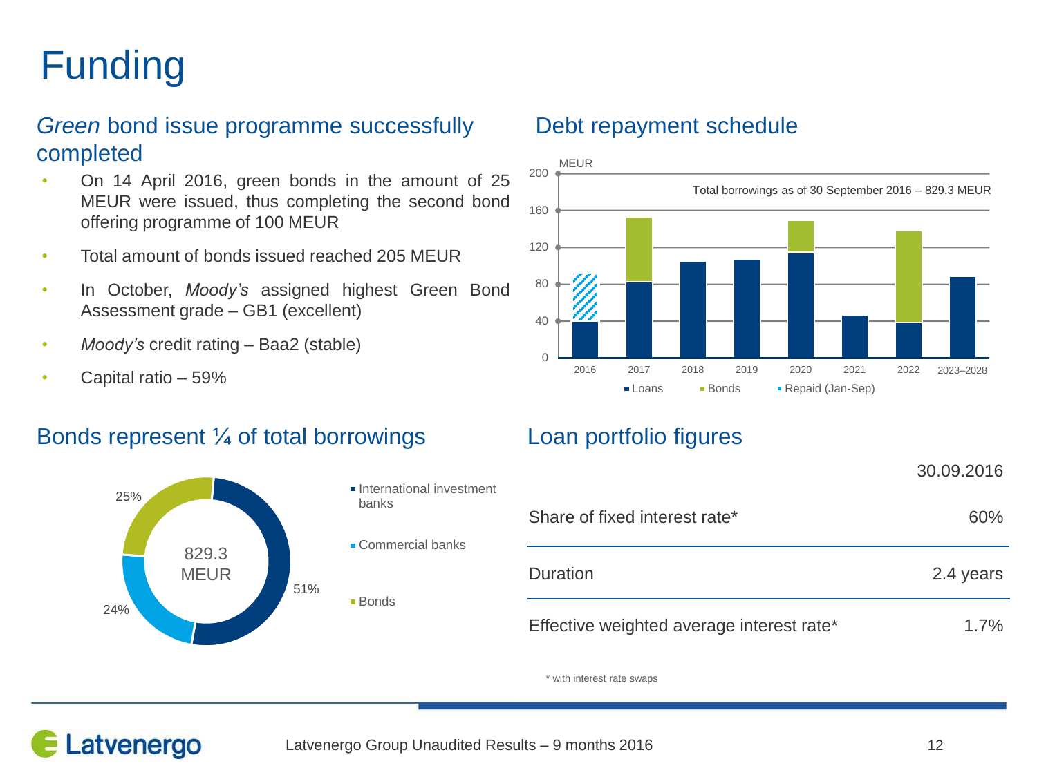# Funding

## *Green* bond issue programme successfully completed

- On 14 April 2016, green bonds in the amount of 25 MEUR were issued, thus completing the second bond offering programme of 100 MEUR
- Total amount of bonds issued reached 205 MEUR
- In October, *Moody's* assigned highest Green Bond Assessment grade – GB1 (excellent)
- *Moody's* credit rating – Baa2 (stable)
- Capital ratio – 59%

## Debt repayment schedule

MEUR

Total borrowings as of 30 September 2016 – 829.3 MEUR

2016, 2017, 2018, 2019, 2020, 2021, 2022, 2023–2028

Loans, Bonds, Repaid (Jan-Sep)

## Bonds represent ¼ of total borrowings

829.3 MEUR

- International investment banks – 51%
- Commercial banks – 24%
- Bonds – 25%

## Loan portfolio figures

| | 30.09.2016 |
|---|---|
| Share of fixed interest rate* | 60% |
| Duration | 2.4 years |
| Effective weighted average interest rate* | 1.7% |

\* with interest rate swaps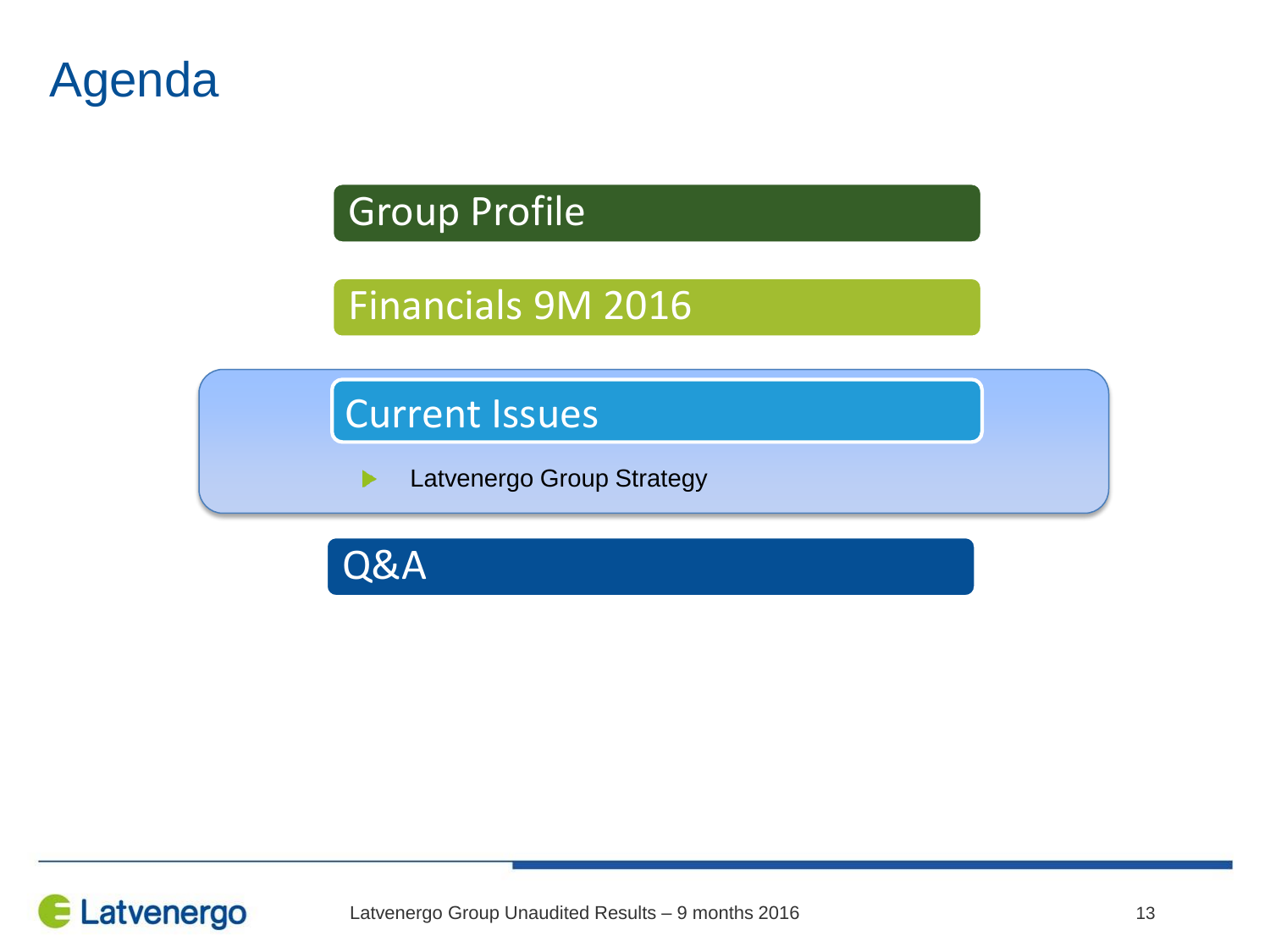# Agenda

## Group Profile

## Financials 9M 2016

## Current Issues

- Latvenergo Group Strategy

## Q&A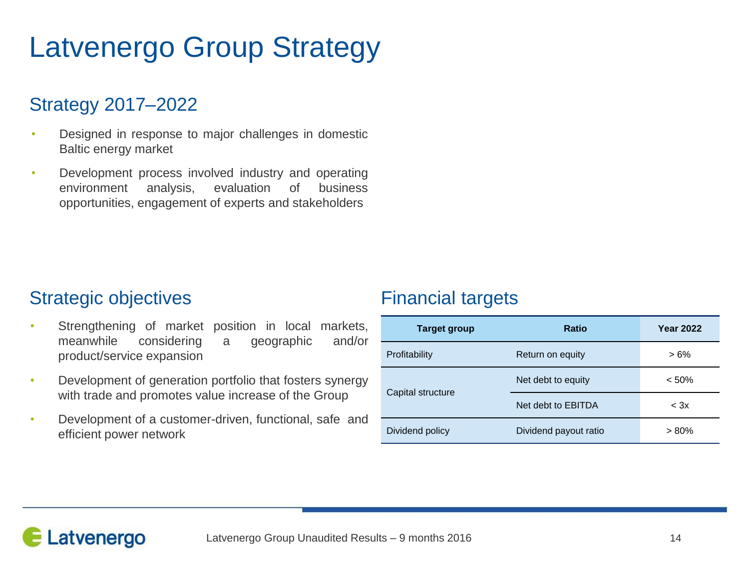# Latvenergo Group Strategy

## Strategy 2017–2022

- Designed in response to major challenges in domestic Baltic energy market
- Development process involved industry and operating environment analysis, evaluation of business opportunities, engagement of experts and stakeholders

## Strategic objectives

- Strengthening of market position in local markets, meanwhile considering a geographic and/or product/service expansion
- Development of generation portfolio that fosters synergy with trade and promotes value increase of the Group
- Development of a customer-driven, functional, safe and efficient power network

## Financial targets

| Target group | Ratio | Year 2022 |
|---|---|---|
| Profitability | Return on equity | > 6% |
| Capital structure | Net debt to equity | < 50% |
| | Net debt to EBITDA | < 3x |
| Dividend policy | Dividend payout ratio | > 80% |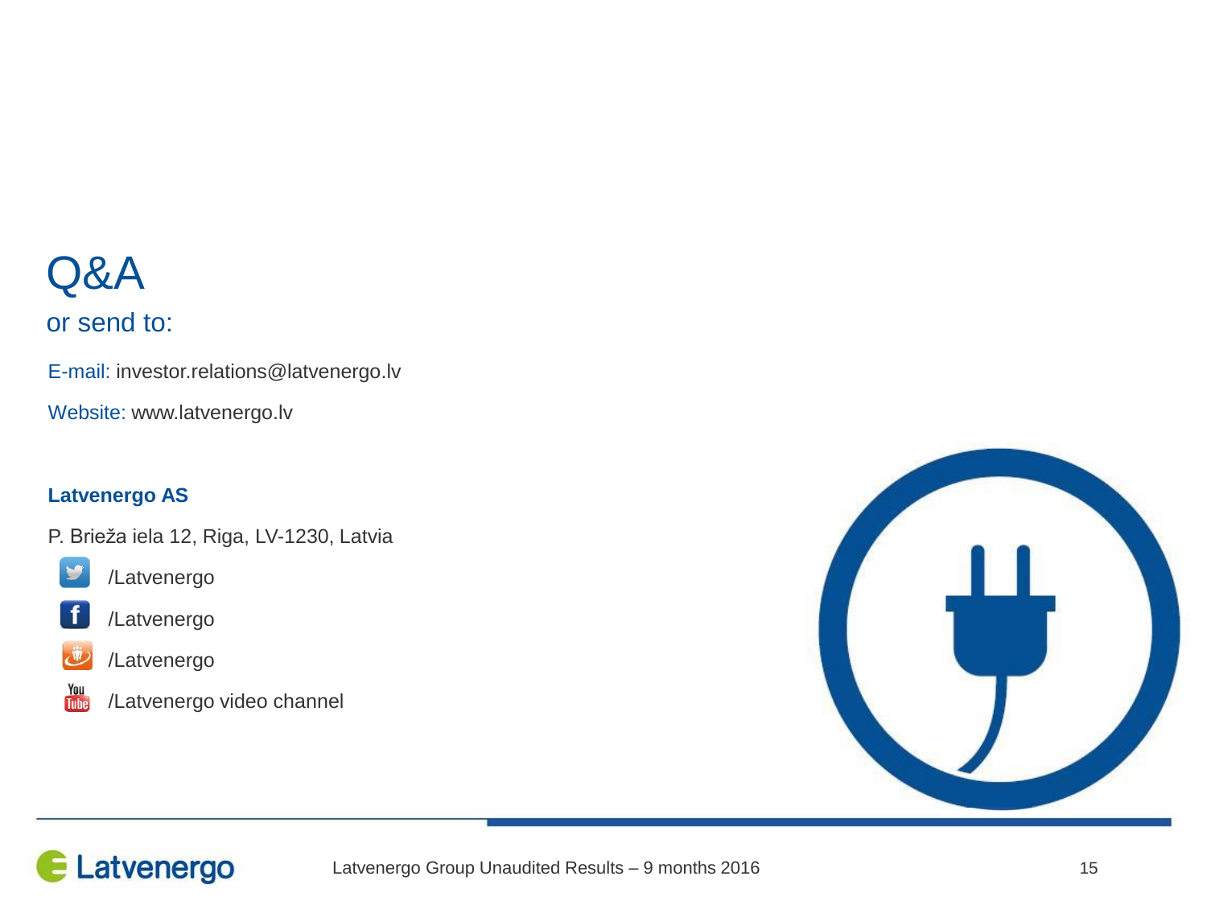# Q&A

## or send to:

E-mail: investor.relations@latvenergo.lv

Website: www.latvenergo.lv

**Latvenergo AS**

P. Brieža iela 12, Riga, LV-1230, Latvia

/Latvenergo

/Latvenergo

/Latvenergo

/Latvenergo video channel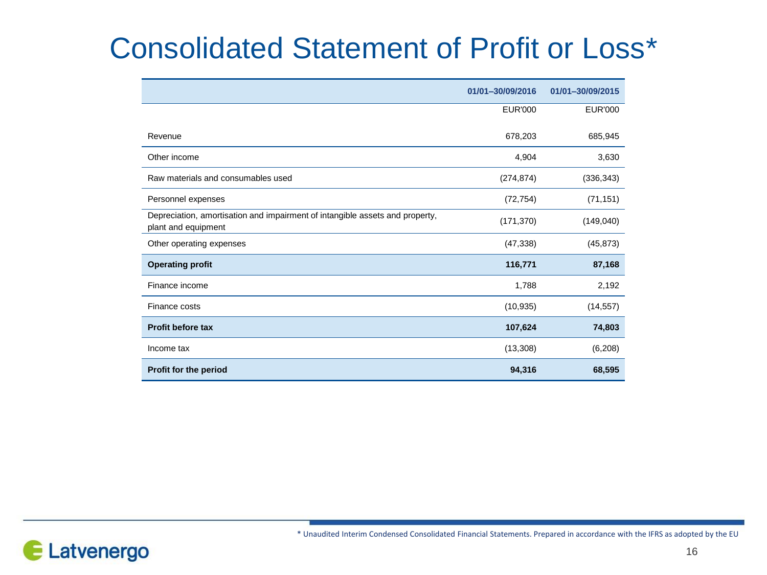# Consolidated Statement of Profit or Loss*

| | 01/01–30/09/2016 | 01/01–30/09/2015 |
|---|---|---|
| | EUR'000 | EUR'000 |
| Revenue | 678,203 | 685,945 |
| Other income | 4,904 | 3,630 |
| Raw materials and consumables used | (274,874) | (336,343) |
| Personnel expenses | (72,754) | (71,151) |
| Depreciation, amortisation and impairment of intangible assets and property, plant and equipment | (171,370) | (149,040) |
| Other operating expenses | (47,338) | (45,873) |
| **Operating profit** | **116,771** | **87,168** |
| Finance income | 1,788 | 2,192 |
| Finance costs | (10,935) | (14,557) |
| **Profit before tax** | **107,624** | **74,803** |
| Income tax | (13,308) | (6,208) |
| **Profit for the period** | **94,316** | **68,595** |

* Unaudited Interim Condensed Consolidated Financial Statements. Prepared in accordance with the IFRS as adopted by the EU

Latvenergo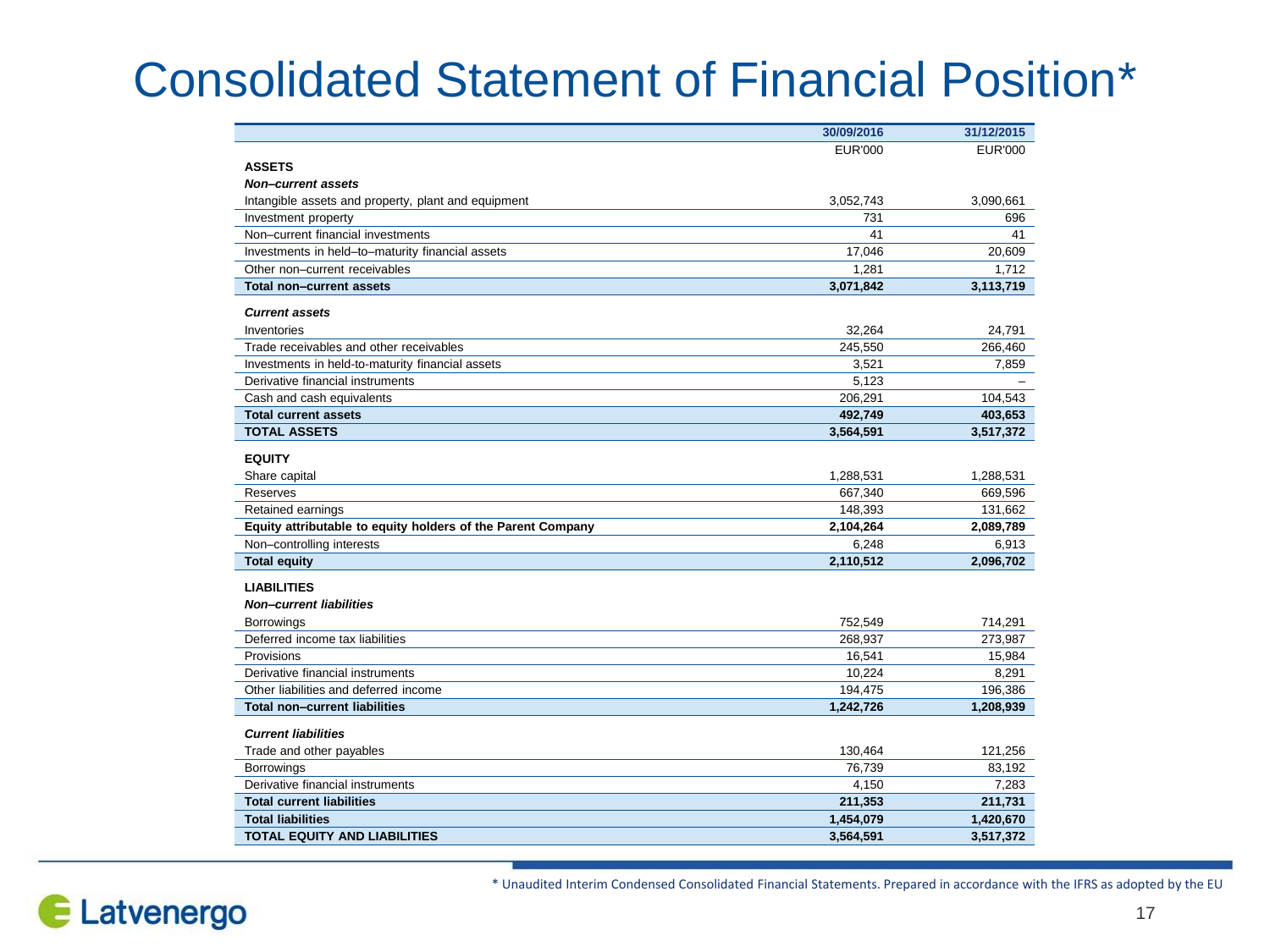# Consolidated Statement of Financial Position*

| | 30/09/2016 | 31/12/2015 |
|---|---|---|
| | EUR'000 | EUR'000 |
| **ASSETS** | | |
| ***Non–current assets*** | | |
| Intangible assets and property, plant and equipment | 3,052,743 | 3,090,661 |
| Investment property | 731 | 696 |
| Non–current financial investments | 41 | 41 |
| Investments in held–to–maturity financial assets | 17,046 | 20,609 |
| Other non–current receivables | 1,281 | 1,712 |
| **Total non–current assets** | **3,071,842** | **3,113,719** |
| ***Current assets*** | | |
| Inventories | 32,264 | 24,791 |
| Trade receivables and other receivables | 245,550 | 266,460 |
| Investments in held-to-maturity financial assets | 3,521 | 7,859 |
| Derivative financial instruments | 5,123 | – |
| Cash and cash equivalents | 206,291 | 104,543 |
| **Total current assets** | **492,749** | **403,653** |
| **TOTAL ASSETS** | **3,564,591** | **3,517,372** |
| **EQUITY** | | |
| Share capital | 1,288,531 | 1,288,531 |
| Reserves | 667,340 | 669,596 |
| Retained earnings | 148,393 | 131,662 |
| **Equity attributable to equity holders of the Parent Company** | **2,104,264** | **2,089,789** |
| Non–controlling interests | 6,248 | 6,913 |
| **Total equity** | **2,110,512** | **2,096,702** |
| **LIABILITIES** | | |
| ***Non–current liabilities*** | | |
| Borrowings | 752,549 | 714,291 |
| Deferred income tax liabilities | 268,937 | 273,987 |
| Provisions | 16,541 | 15,984 |
| Derivative financial instruments | 10,224 | 8,291 |
| Other liabilities and deferred income | 194,475 | 196,386 |
| **Total non–current liabilities** | **1,242,726** | **1,208,939** |
| ***Current liabilities*** | | |
| Trade and other payables | 130,464 | 121,256 |
| Borrowings | 76,739 | 83,192 |
| Derivative financial instruments | 4,150 | 7,283 |
| **Total current liabilities** | **211,353** | **211,731** |
| **Total liabilities** | **1,454,079** | **1,420,670** |
| **TOTAL EQUITY AND LIABILITIES** | **3,564,591** | **3,517,372** |

* Unaudited Interim Condensed Consolidated Financial Statements. Prepared in accordance with the IFRS as adopted by the EU

Latvenergo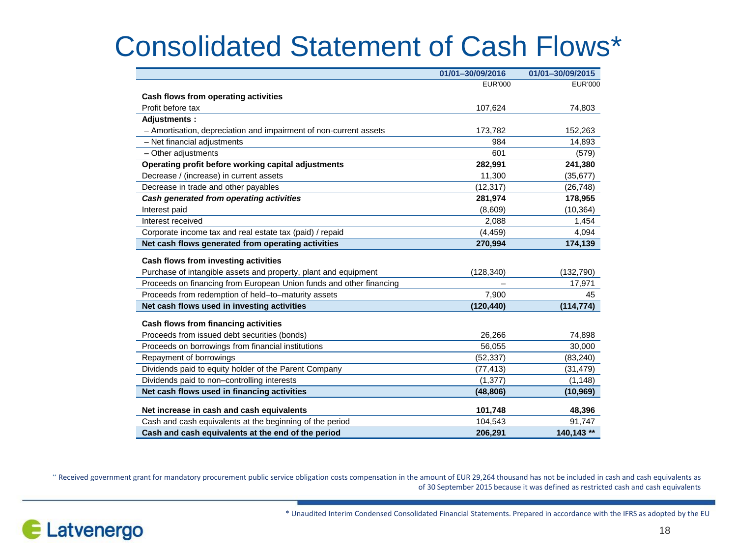# Consolidated Statement of Cash Flows*

| | 01/01–30/09/2016 | 01/01–30/09/2015 |
|---|---|---|
| | EUR'000 | EUR'000 |
| **Cash flows from operating activities** | | |
| Profit before tax | 107,624 | 74,803 |
| **Adjustments :** | | |
| – Amortisation, depreciation and impairment of non-current assets | 173,782 | 152,263 |
| – Net financial adjustments | 984 | 14,893 |
| – Other adjustments | 601 | (579) |
| **Operating profit before working capital adjustments** | **282,991** | **241,380** |
| Decrease / (increase) in current assets | 11,300 | (35,677) |
| Decrease in trade and other payables | (12,317) | (26,748) |
| ***Cash generated from operating activities*** | **281,974** | **178,955** |
| Interest paid | (8,609) | (10,364) |
| Interest received | 2,088 | 1,454 |
| Corporate income tax and real estate tax (paid) / repaid | (4,459) | 4,094 |
| **Net cash flows generated from operating activities** | **270,994** | **174,139** |
| **Cash flows from investing activities** | | |
| Purchase of intangible assets and property, plant and equipment | (128,340) | (132,790) |
| Proceeds on financing from European Union funds and other financing | – | 17,971 |
| Proceeds from redemption of held–to–maturity assets | 7,900 | 45 |
| **Net cash flows used in investing activities** | **(120,440)** | **(114,774)** |
| **Cash flows from financing activities** | | |
| Proceeds from issued debt securities (bonds) | 26,266 | 74,898 |
| Proceeds on borrowings from financial institutions | 56,055 | 30,000 |
| Repayment of borrowings | (52,337) | (83,240) |
| Dividends paid to equity holder of the Parent Company | (77,413) | (31,479) |
| Dividends paid to non–controlling interests | (1,377) | (1,148) |
| **Net cash flows used in financing activities** | **(48,806)** | **(10,969)** |
| **Net increase in cash and cash equivalents** | **101,748** | **48,396** |
| Cash and cash equivalents at the beginning of the period | 104,543 | 91,747 |
| **Cash and cash equivalents at the end of the period** | **206,291** | **140,143 \*\*** |

** Received government grant for mandatory procurement public service obligation costs compensation in the amount of EUR 29,264 thousand has not been included in cash and cash equivalents as of 30 September 2015 because it was defined as restricted cash and cash equivalents

* Unaudited Interim Condensed Consolidated Financial Statements. Prepared in accordance with the IFRS as adopted by the EU